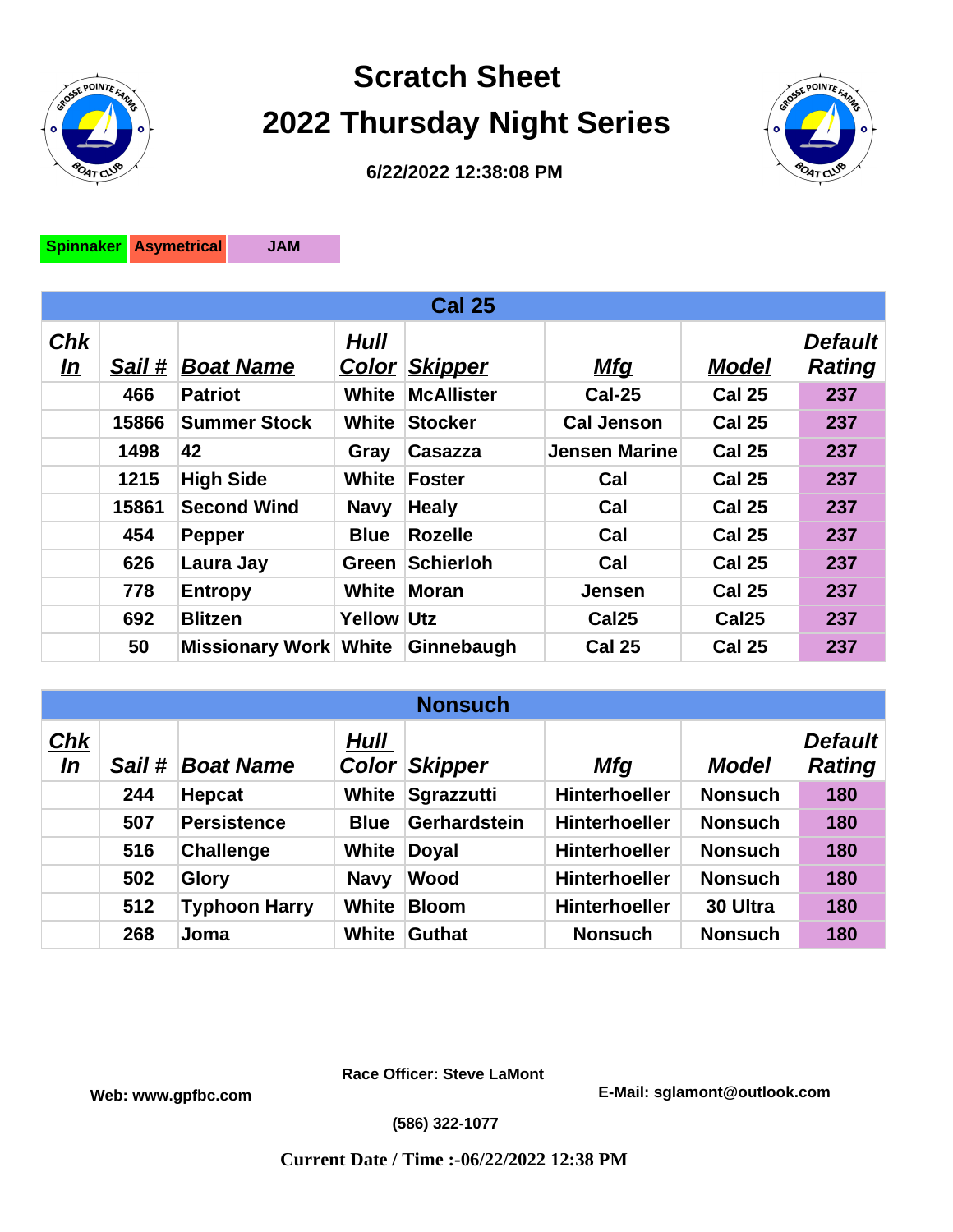# Scratch Sheet
# 2022 Thursday Night Series

**6/22/2022 12:38:08 PM**

| Spinnaker | Asymetrical | JAM |
|---|---|---|

| Cal 25 | | | | | | | |
|---|---|---|---|---|---|---|---|
| ***Chk In*** | ***Sail #*** | ***Boat Name*** | ***Hull Color*** | ***Skipper*** | ***Mfg*** | ***Model*** | ***Default Rating*** |
| | 466 | Patriot | White | McAllister | Cal-25 | Cal 25 | 237 |
| | 15866 | Summer Stock | White | Stocker | Cal Jenson | Cal 25 | 237 |
| | 1498 | 42 | Gray | Casazza | Jensen Marine | Cal 25 | 237 |
| | 1215 | High Side | White | Foster | Cal | Cal 25 | 237 |
| | 15861 | Second Wind | Navy | Healy | Cal | Cal 25 | 237 |
| | 454 | Pepper | Blue | Rozelle | Cal | Cal 25 | 237 |
| | 626 | Laura Jay | Green | Schierloh | Cal | Cal 25 | 237 |
| | 778 | Entropy | White | Moran | Jensen | Cal 25 | 237 |
| | 692 | Blitzen | Yellow | Utz | Cal25 | Cal25 | 237 |
| | 50 | Missionary Work | White | Ginnebaugh | Cal 25 | Cal 25 | 237 |

| Nonsuch | | | | | | | |
|---|---|---|---|---|---|---|---|
| ***Chk In*** | ***Sail #*** | ***Boat Name*** | ***Hull Color*** | ***Skipper*** | ***Mfg*** | ***Model*** | ***Default Rating*** |
| | 244 | Hepcat | White | Sgrazzutti | Hinterhoeller | Nonsuch | 180 |
| | 507 | Persistence | Blue | Gerhardstein | Hinterhoeller | Nonsuch | 180 |
| | 516 | Challenge | White | Doyal | Hinterhoeller | Nonsuch | 180 |
| | 502 | Glory | Navy | Wood | Hinterhoeller | Nonsuch | 180 |
| | 512 | Typhoon Harry | White | Bloom | Hinterhoeller | 30 Ultra | 180 |
| | 268 | Joma | White | Guthat | Nonsuch | Nonsuch | 180 |

**Race Officer: Steve LaMont**

**Web: www.gpfbc.com**

**E-Mail: sglamont@outlook.com**

**(586) 322-1077**

**Current Date / Time :-06/22/2022 12:38 PM**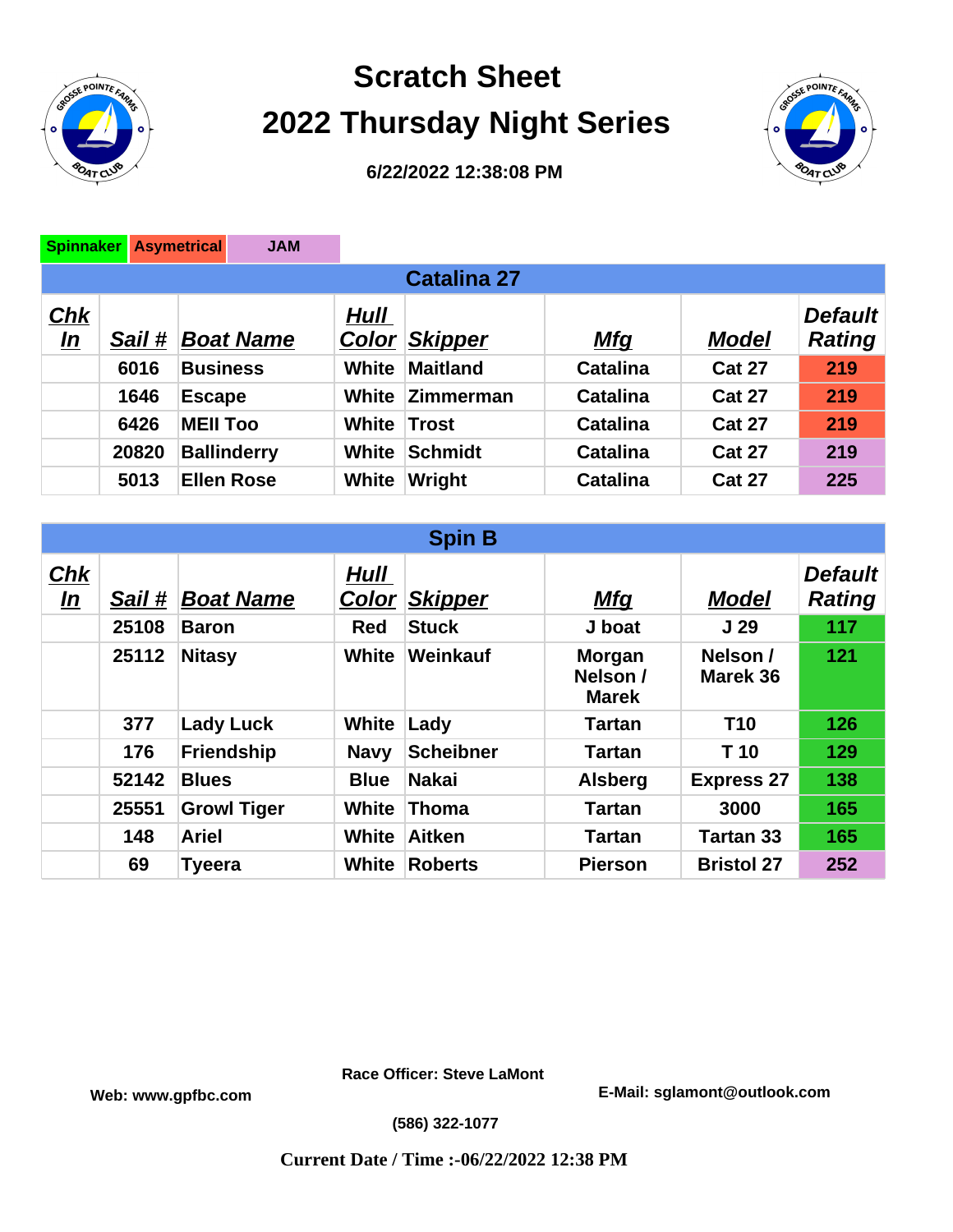# Scratch Sheet

# 2022 Thursday Night Series

**6/22/2022 12:38:08 PM**

| Spinnaker | Asymetrical | JAM |
|---|---|---|

## Catalina 27

| Chk In | Sail # | Boat Name | Hull Color | Skipper | Mfg | Model | Default Rating |
|---|---|---|---|---|---|---|---|
| | 6016 | Business | White | Maitland | Catalina | Cat 27 | 219 |
| | 1646 | Escape | White | Zimmerman | Catalina | Cat 27 | 219 |
| | 6426 | MEII Too | White | Trost | Catalina | Cat 27 | 219 |
| | 20820 | Ballinderry | White | Schmidt | Catalina | Cat 27 | 219 |
| | 5013 | Ellen Rose | White | Wright | Catalina | Cat 27 | 225 |

## Spin B

| Chk In | Sail # | Boat Name | Hull Color | Skipper | Mfg | Model | Default Rating |
|---|---|---|---|---|---|---|---|
| | 25108 | Baron | Red | Stuck | J boat | J 29 | 117 |
| | 25112 | Nitasy | White | Weinkauf | Morgan Nelson / Marek | Nelson / Marek 36 | 121 |
| | 377 | Lady Luck | White | Lady | Tartan | T10 | 126 |
| | 176 | Friendship | Navy | Scheibner | Tartan | T 10 | 129 |
| | 52142 | Blues | Blue | Nakai | Alsberg | Express 27 | 138 |
| | 25551 | Growl Tiger | White | Thoma | Tartan | 3000 | 165 |
| | 148 | Ariel | White | Aitken | Tartan | Tartan 33 | 165 |
| | 69 | Tyeera | White | Roberts | Pierson | Bristol 27 | 252 |

**Race Officer: Steve LaMont**

**Web: www.gpfbc.com**

**E-Mail: sglamont@outlook.com**

**(586) 322-1077**

**Current Date / Time :-06/22/2022 12:38 PM**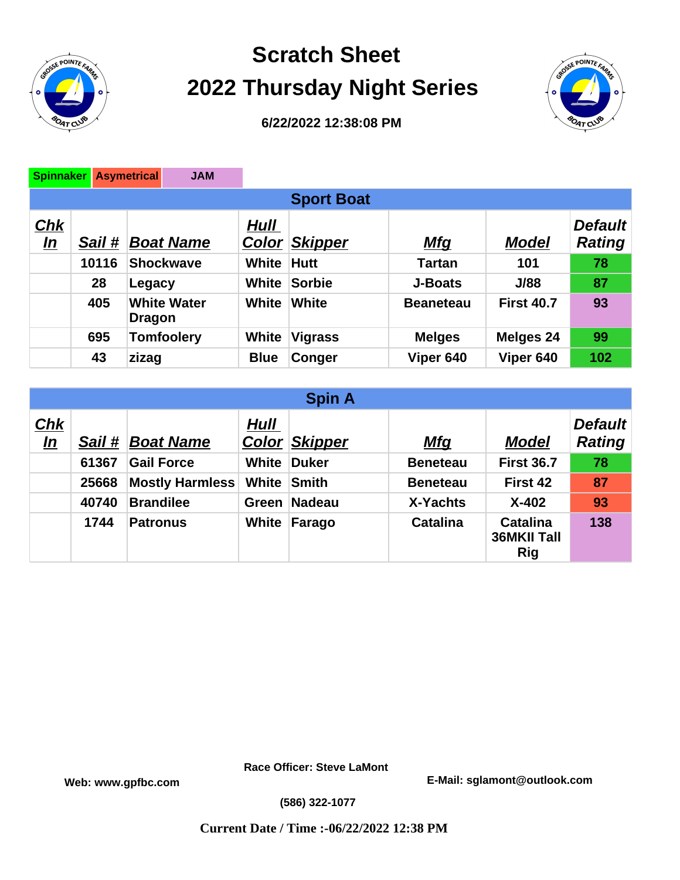# Scratch Sheet

# 2022 Thursday Night Series

**6/22/2022 12:38:08 PM**

| Spinnaker | Asymetrical | JAM |
|---|---|---|

## Sport Boat

| Chk In | Sail # | Boat Name | Hull Color | Skipper | Mfg | Model | Default Rating |
|---|---|---|---|---|---|---|---|
| | 10116 | Shockwave | White | Hutt | Tartan | 101 | 78 |
| | 28 | Legacy | White | Sorbie | J-Boats | J/88 | 87 |
| | 405 | White Water Dragon | White | White | Beaneteau | First 40.7 | 93 |
| | 695 | Tomfoolery | White | Vigrass | Melges | Melges 24 | 99 |
| | 43 | zizag | Blue | Conger | Viper 640 | Viper 640 | 102 |

## Spin A

| Chk In | Sail # | Boat Name | Hull Color | Skipper | Mfg | Model | Default Rating |
|---|---|---|---|---|---|---|---|
| | 61367 | Gail Force | White | Duker | Beneteau | First 36.7 | 78 |
| | 25668 | Mostly Harmless | White | Smith | Beneteau | First 42 | 87 |
| | 40740 | Brandilee | Green | Nadeau | X-Yachts | X-402 | 93 |
| | 1744 | Patronus | White | Farago | Catalina | Catalina 36MKII Tall Rig | 138 |

**Race Officer: Steve LaMont**

**Web: www.gpfbc.com**

**E-Mail: sglamont@outlook.com**

**(586) 322-1077**

**Current Date / Time :-06/22/2022 12:38 PM**